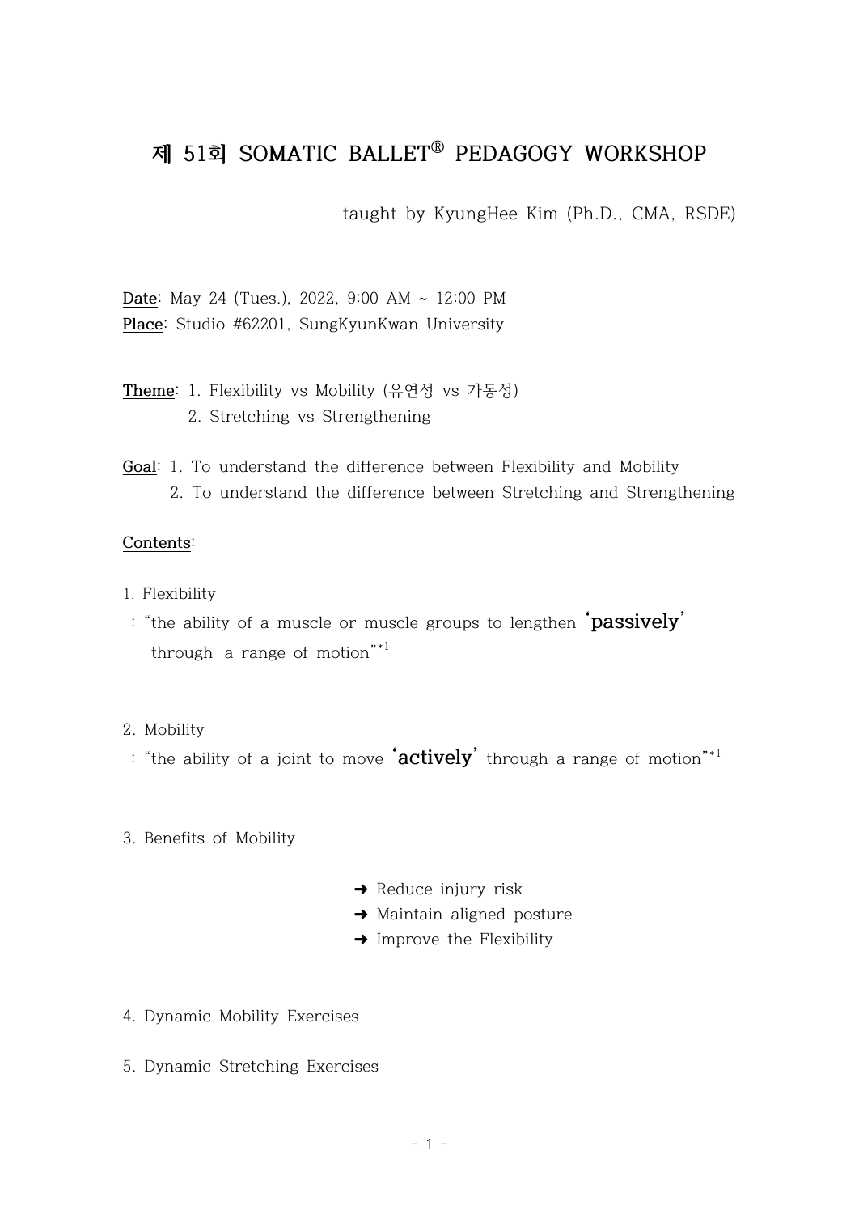# 제 51회 SOMATIC BALLET® PEDAGOGY WORKSHOP

taught by KyungHee Kim (Ph.D., CMA, RSDE)

**Date**: May 24 (Tues.), 2022, 9:00 AM ~ 12:00 PM
**Place**: Studio #62201, SungKyunKwan University

**Theme**: 1. Flexibility vs Mobility (유연성 vs 가동성)
2. Stretching vs Strengthening

**Goal**: 1. To understand the difference between Flexibility and Mobility
2. To understand the difference between Stretching and Strengthening

**Contents**:

1. Flexibility
: "the ability of a muscle or muscle groups to lengthen **'passively'** through a range of motion"*[1]

2. Mobility
: "the ability of a joint to move **'actively'** through a range of motion"*[1]

3. Benefits of Mobility

➜ Reduce injury risk
➜ Maintain aligned posture
➜ Improve the Flexibility

4. Dynamic Mobility Exercises

5. Dynamic Stretching Exercises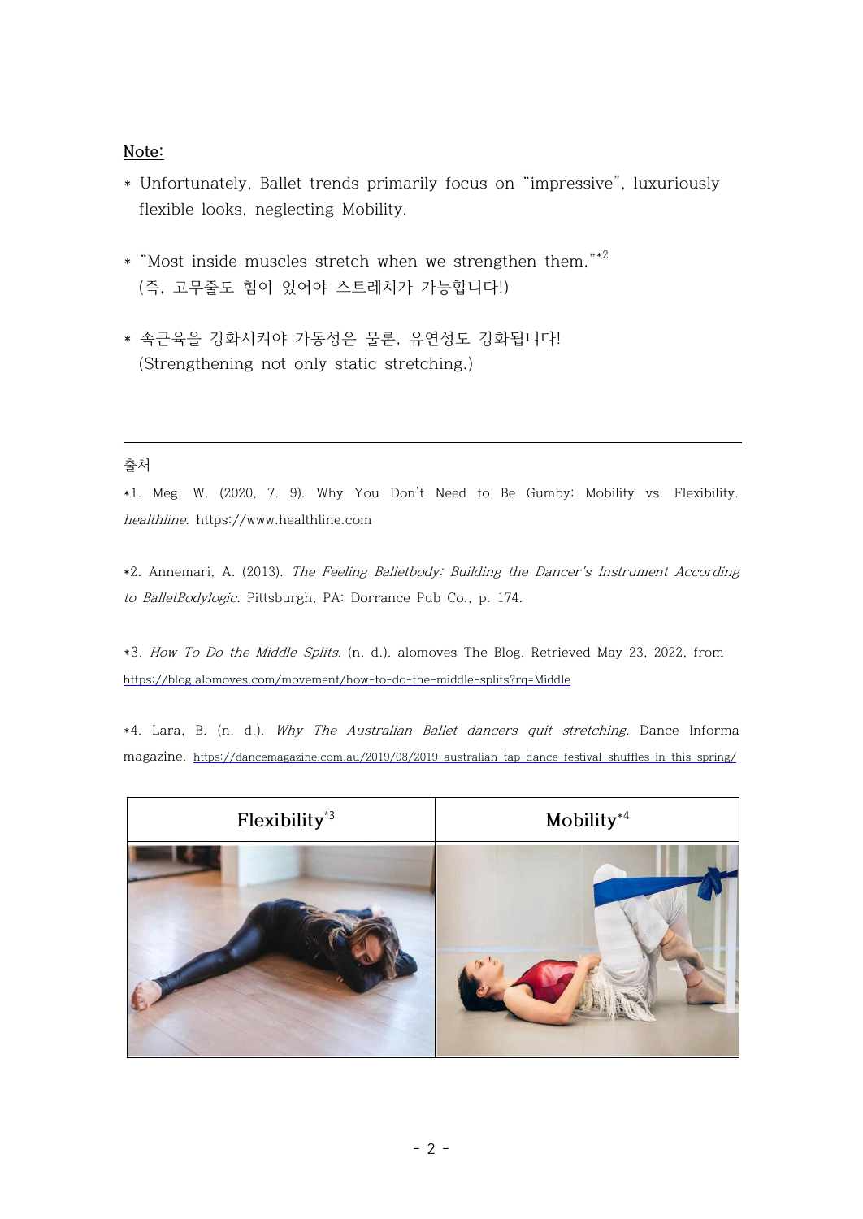**Note:**

* Unfortunately, Ballet trends primarily focus on "impressive", luxuriously flexible looks, neglecting Mobility.

* "Most inside muscles stretch when we strengthen them."[*2]
  (즉, 고무줄도 힘이 있어야 스트레치가 가능합니다!)

* 속근육을 강화시켜야 가동성은 물론, 유연성도 강화됩니다!
  (Strengthening not only static stretching.)

---

출처

*1. Meg, W. (2020, 7. 9). Why You Don't Need to Be Gumby: Mobility vs. Flexibility. *healthline*. https://www.healthline.com

*2. Annemari, A. (2013). *The Feeling Balletbody: Building the Dancer's Instrument According to BalletBodylogic*. Pittsburgh, PA: Dorrance Pub Co., p. 174.

*3. *How To Do the Middle Splits*. (n. d.). alomoves The Blog. Retrieved May 23, 2022, from https://blog.alomoves.com/movement/how-to-do-the-middle-splits?rq=Middle

*4. Lara, B. (n. d.). *Why The Australian Ballet dancers quit stretching*. Dance Informa magazine. https://dancemagazine.com.au/2019/08/2019-australian-tap-dance-festival-shuffles-in-this-spring/

| Flexibility[*3] | Mobility[*4] |
| --- | --- |
| | |